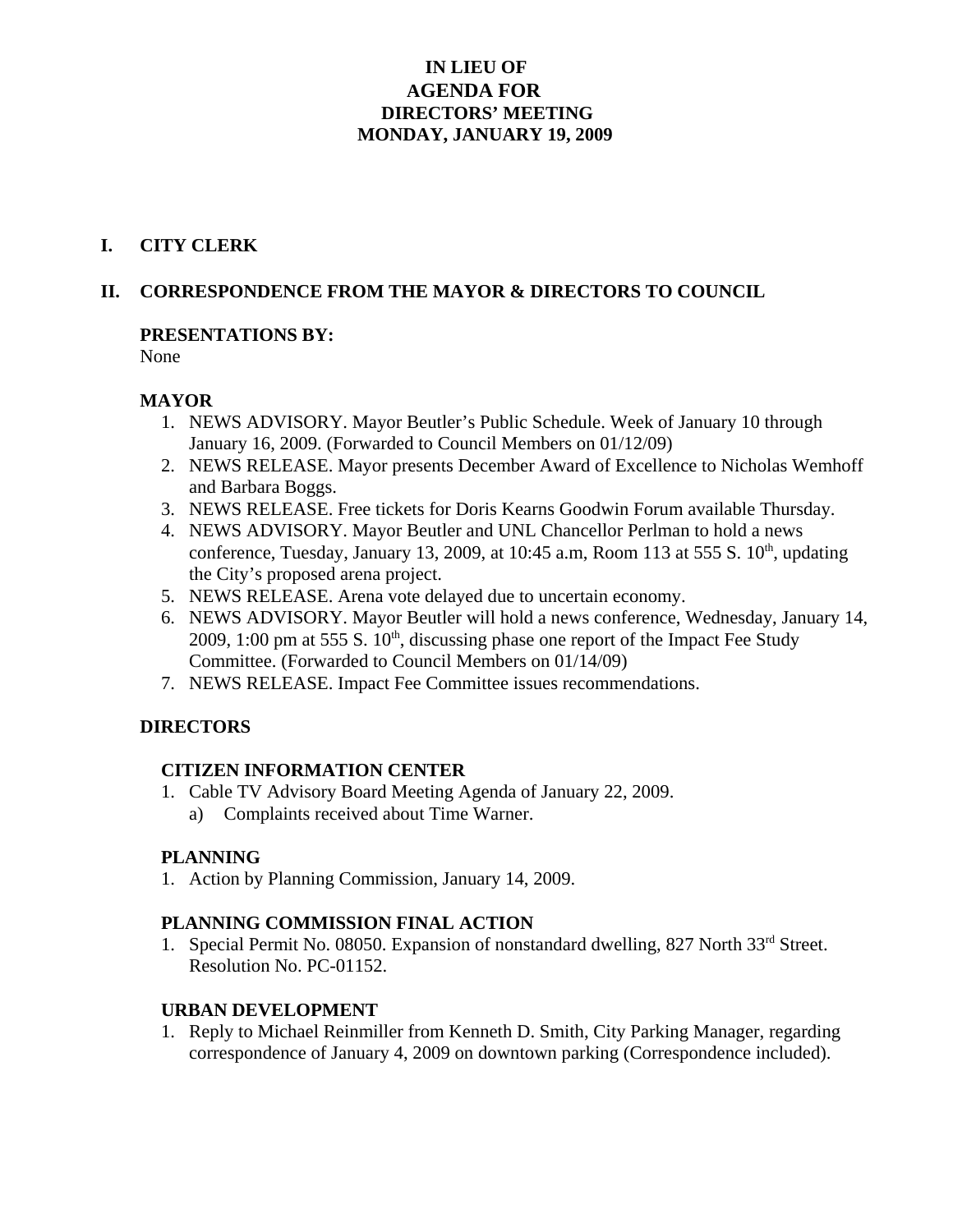# IN LIEU OF AGENDA FOR DIRECTORS' MEETING MONDAY, JANUARY 19, 2009

## I. CITY CLERK

## II. CORRESPONDENCE FROM THE MAYOR & DIRECTORS TO COUNCIL

### PRESENTATIONS BY:

None

### MAYOR

1. NEWS ADVISORY. Mayor Beutler's Public Schedule. Week of January 10 through January 16, 2009. (Forwarded to Council Members on 01/12/09)
2. NEWS RELEASE. Mayor presents December Award of Excellence to Nicholas Wemhoff and Barbara Boggs.
3. NEWS RELEASE. Free tickets for Doris Kearns Goodwin Forum available Thursday.
4. NEWS ADVISORY. Mayor Beutler and UNL Chancellor Perlman to hold a news conference, Tuesday, January 13, 2009, at 10:45 a.m, Room 113 at 555 S. 10th, updating the City's proposed arena project.
5. NEWS RELEASE. Arena vote delayed due to uncertain economy.
6. NEWS ADVISORY. Mayor Beutler will hold a news conference, Wednesday, January 14, 2009, 1:00 pm at 555 S. 10th, discussing phase one report of the Impact Fee Study Committee. (Forwarded to Council Members on 01/14/09)
7. NEWS RELEASE. Impact Fee Committee issues recommendations.

### DIRECTORS

#### CITIZEN INFORMATION CENTER

1. Cable TV Advisory Board Meeting Agenda of January 22, 2009.
   a) Complaints received about Time Warner.

#### PLANNING

1. Action by Planning Commission, January 14, 2009.

#### PLANNING COMMISSION FINAL ACTION

1. Special Permit No. 08050. Expansion of nonstandard dwelling, 827 North 33rd Street. Resolution No. PC-01152.

#### URBAN DEVELOPMENT

1. Reply to Michael Reinmiller from Kenneth D. Smith, City Parking Manager, regarding correspondence of January 4, 2009 on downtown parking (Correspondence included).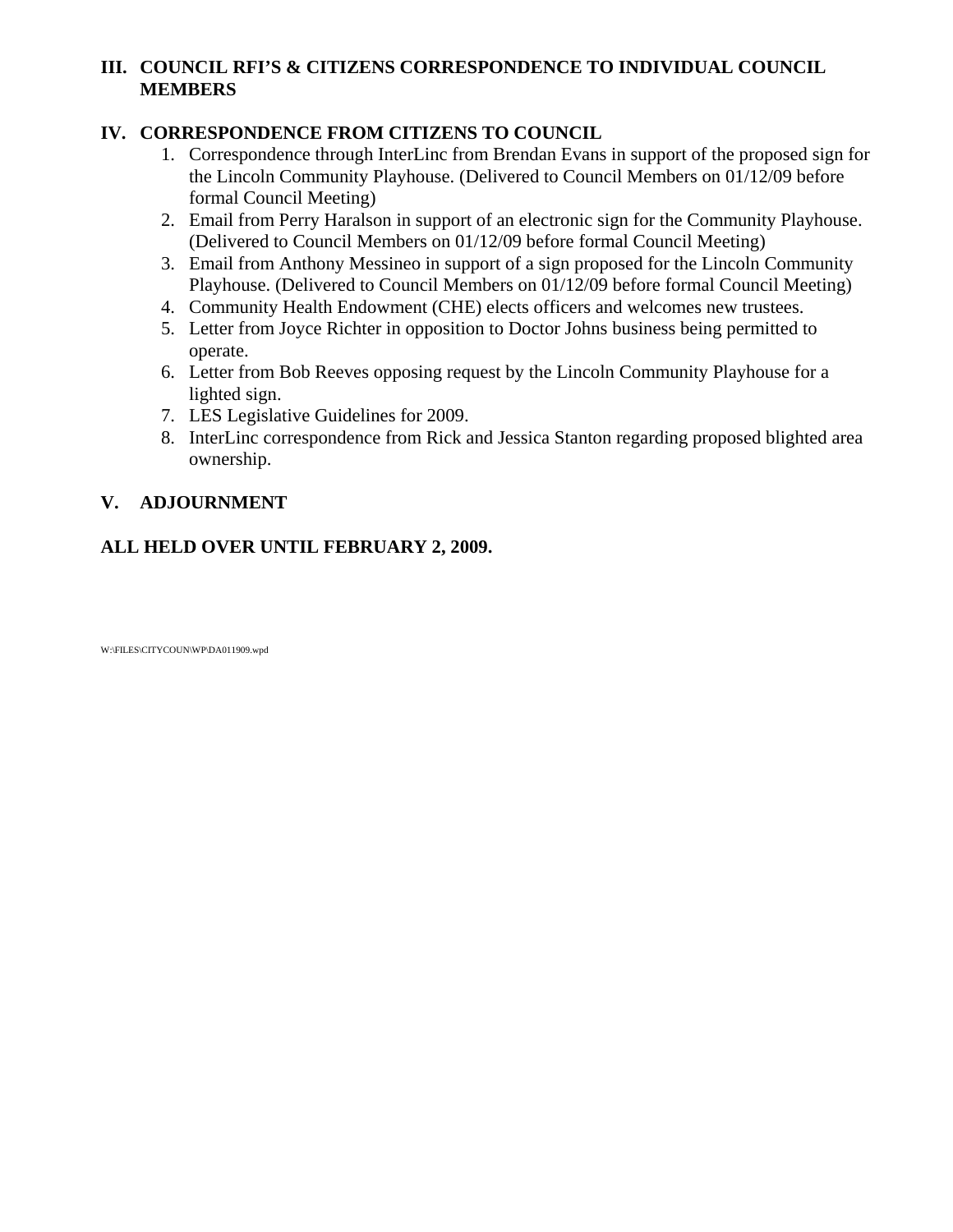## III. COUNCIL RFI'S & CITIZENS CORRESPONDENCE TO INDIVIDUAL COUNCIL MEMBERS

## IV. CORRESPONDENCE FROM CITIZENS TO COUNCIL

1. Correspondence through InterLinc from Brendan Evans in support of the proposed sign for the Lincoln Community Playhouse. (Delivered to Council Members on 01/12/09 before formal Council Meeting)
2. Email from Perry Haralson in support of an electronic sign for the Community Playhouse. (Delivered to Council Members on 01/12/09 before formal Council Meeting)
3. Email from Anthony Messineo in support of a sign proposed for the Lincoln Community Playhouse. (Delivered to Council Members on 01/12/09 before formal Council Meeting)
4. Community Health Endowment (CHE) elects officers and welcomes new trustees.
5. Letter from Joyce Richter in opposition to Doctor Johns business being permitted to operate.
6. Letter from Bob Reeves opposing request by the Lincoln Community Playhouse for a lighted sign.
7. LES Legislative Guidelines for 2009.
8. InterLinc correspondence from Rick and Jessica Stanton regarding proposed blighted area ownership.

## V. ADJOURNMENT

**ALL HELD OVER UNTIL FEBRUARY 2, 2009.**

W:\FILES\CITYCOUN\WP\DA011909.wpd